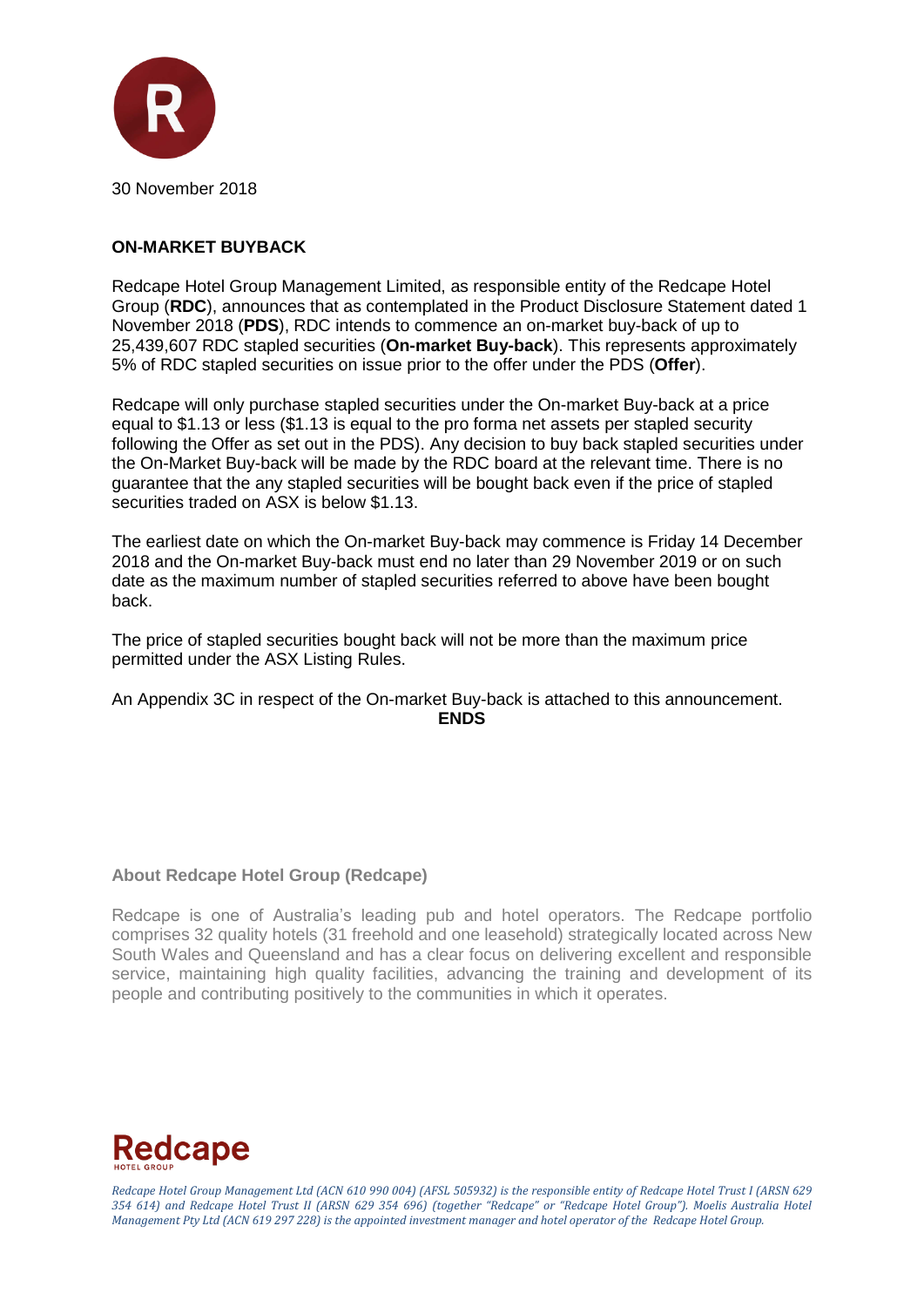30 November 2018

**ON-MARKET BUYBACK**

Redcape Hotel Group Management Limited, as responsible entity of the Redcape Hotel Group (**RDC**), announces that as contemplated in the Product Disclosure Statement dated 1 November 2018 (**PDS**), RDC intends to commence an on-market buy-back of up to 25,439,607 RDC stapled securities (**On-market Buy-back**). This represents approximately 5% of RDC stapled securities on issue prior to the offer under the PDS (**Offer**).

Redcape will only purchase stapled securities under the On-market Buy-back at a price equal to $1.13 or less ($1.13 is equal to the pro forma net assets per stapled security following the Offer as set out in the PDS). Any decision to buy back stapled securities under the On-Market Buy-back will be made by the RDC board at the relevant time. There is no guarantee that the any stapled securities will be bought back even if the price of stapled securities traded on ASX is below $1.13.

The earliest date on which the On-market Buy-back may commence is Friday 14 December 2018 and the On-market Buy-back must end no later than 29 November 2019 or on such date as the maximum number of stapled securities referred to above have been bought back.

The price of stapled securities bought back will not be more than the maximum price permitted under the ASX Listing Rules.

An Appendix 3C in respect of the On-market Buy-back is attached to this announcement.

**ENDS**

**About Redcape Hotel Group (Redcape)**

Redcape is one of Australia's leading pub and hotel operators. The Redcape portfolio comprises 32 quality hotels (31 freehold and one leasehold) strategically located across New South Wales and Queensland and has a clear focus on delivering excellent and responsible service, maintaining high quality facilities, advancing the training and development of its people and contributing positively to the communities in which it operates.

*Redcape Hotel Group Management Ltd (ACN 610 990 004) (AFSL 505932) is the responsible entity of Redcape Hotel Trust I (ARSN 629 354 614) and Redcape Hotel Trust II (ARSN 629 354 696) (together "Redcape" or "Redcape Hotel Group"). Moelis Australia Hotel Management Pty Ltd (ACN 619 297 228) is the appointed investment manager and hotel operator of the Redcape Hotel Group.*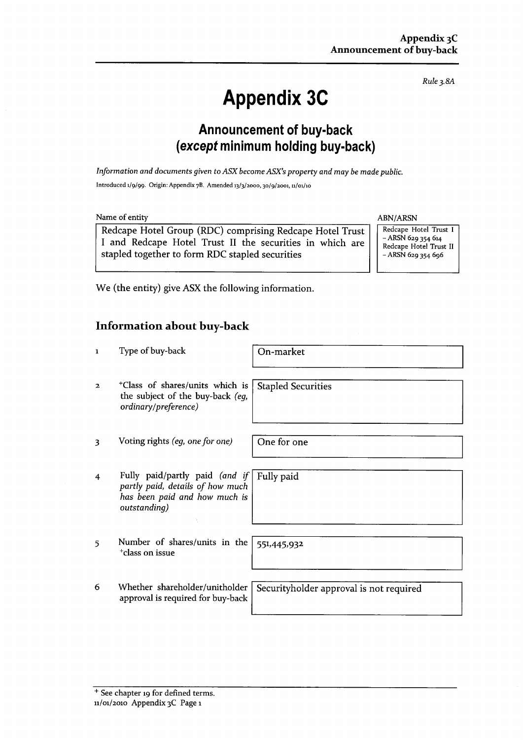*Rule 3.8A*

# Appendix 3C

## Announcement of buy-back (*except* minimum holding buy-back)

*Information and documents given to ASX become ASX's property and may be made public.*

Introduced 1/9/99. Origin: Appendix 7B. Amended 13/3/2000, 30/9/2001, 11/01/10

| Name of entity | ABN/ARSN |
|---|---|
| Redcape Hotel Group (RDC) comprising Redcape Hotel Trust I and Redcape Hotel Trust II the securities in which are stapled together to form RDC stapled securities | Redcape Hotel Trust I – ARSN 629 354 614 Redcape Hotel Trust II – ARSN 629 354 696 |

We (the entity) give ASX the following information.

## Information about buy-back

| | | |
|---|---|---|
| 1 | Type of buy-back | On-market |
| 2 | +Class of shares/units which is the subject of the buy-back *(eg, ordinary/preference)* | Stapled Securities |
| 3 | Voting rights *(eg, one for one)* | One for one |
| 4 | Fully paid/partly paid *(and if partly paid, details of how much has been paid and how much is outstanding)* | Fully paid |
| 5 | Number of shares/units in the +class on issue | 551,445,932 |
| 6 | Whether shareholder/unitholder approval is required for buy-back | Securityholder approval is not required |

+ See chapter 19 for defined terms.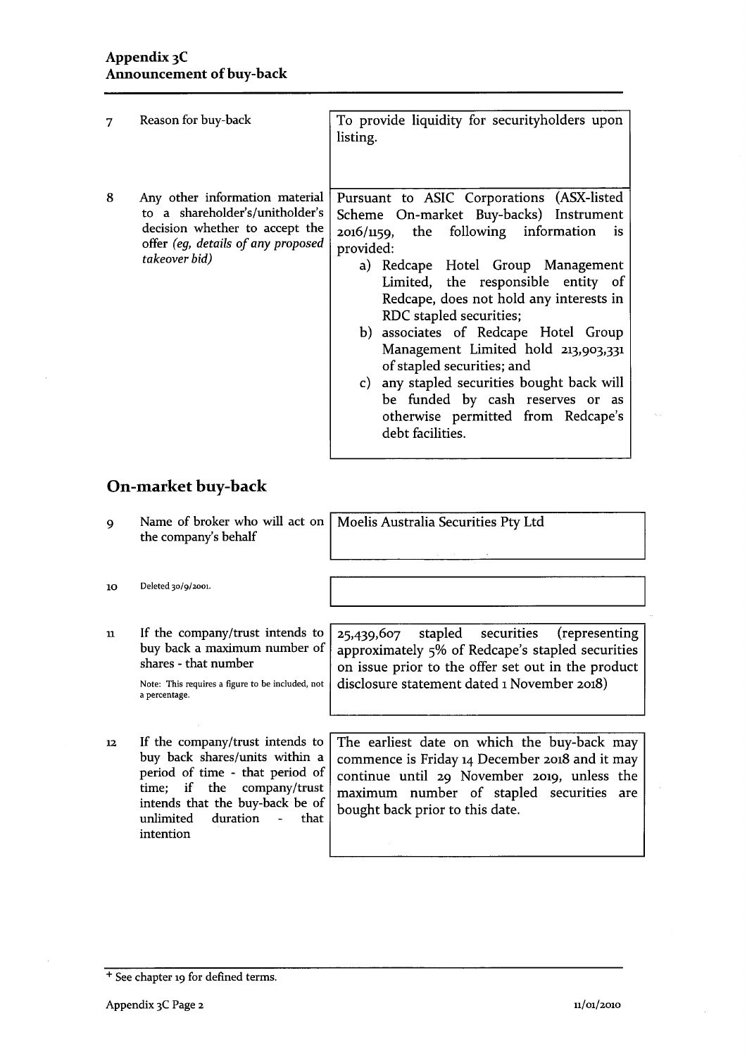| | | |
|---|---|---|
| 7 | Reason for buy-back | To provide liquidity for securityholders upon listing. |
| 8 | Any other information material to a shareholder's/unitholder's decision whether to accept the offer *(eg, details of any proposed takeover bid)* | Pursuant to ASIC Corporations (ASX-listed Scheme On-market Buy-backs) Instrument 2016/1159, the following information is provided:<br>a) Redcape Hotel Group Management Limited, the responsible entity of Redcape, does not hold any interests in RDC stapled securities;<br>b) associates of Redcape Hotel Group Management Limited hold 213,903,331 of stapled securities; and<br>c) any stapled securities bought back will be funded by cash reserves or as otherwise permitted from Redcape's debt facilities. |

## On-market buy-back

| | | |
|---|---|---|
| 9 | Name of broker who will act on the company's behalf | Moelis Australia Securities Pty Ltd |
| 10 | Deleted 30/9/2001. | |
| 11 | If the company/trust intends to buy back a maximum number of shares - that number<br><br>Note: This requires a figure to be included, not a percentage. | 25,439,607 stapled securities (representing approximately 5% of Redcape's stapled securities on issue prior to the offer set out in the product disclosure statement dated 1 November 2018) |
| 12 | If the company/trust intends to buy back shares/units within a period of time - that period of time; if the company/trust intends that the buy-back be of unlimited duration - that intention | The earliest date on which the buy-back may commence is Friday 14 December 2018 and it may continue until 29 November 2019, unless the maximum number of stapled securities are bought back prior to this date. |

+ See chapter 19 for defined terms.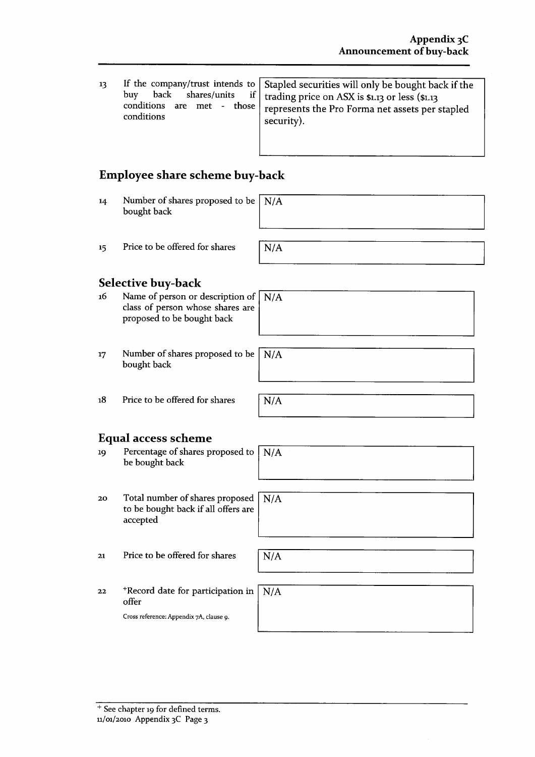| | | |
|---|---|---|
| 13 | If the company/trust intends to buy back shares/units if conditions are met - those conditions | Stapled securities will only be bought back if the trading price on ASX is $1.13 or less ($1.13 represents the Pro Forma net assets per stapled security). |

## Employee share scheme buy-back

| | | |
|---|---|---|
| 14 | Number of shares proposed to be bought back | N/A |
| 15 | Price to be offered for shares | N/A |

## Selective buy-back

| | | |
|---|---|---|
| 16 | Name of person or description of class of person whose shares are proposed to be bought back | N/A |
| 17 | Number of shares proposed to be bought back | N/A |
| 18 | Price to be offered for shares | N/A |

## Equal access scheme

| | | |
|---|---|---|
| 19 | Percentage of shares proposed to be bought back | N/A |
| 20 | Total number of shares proposed to be bought back if all offers are accepted | N/A |
| 21 | Price to be offered for shares | N/A |
| 22 | +Record date for participation in offer<br>Cross reference: Appendix 7A, clause 9. | N/A |

+ See chapter 19 for defined terms.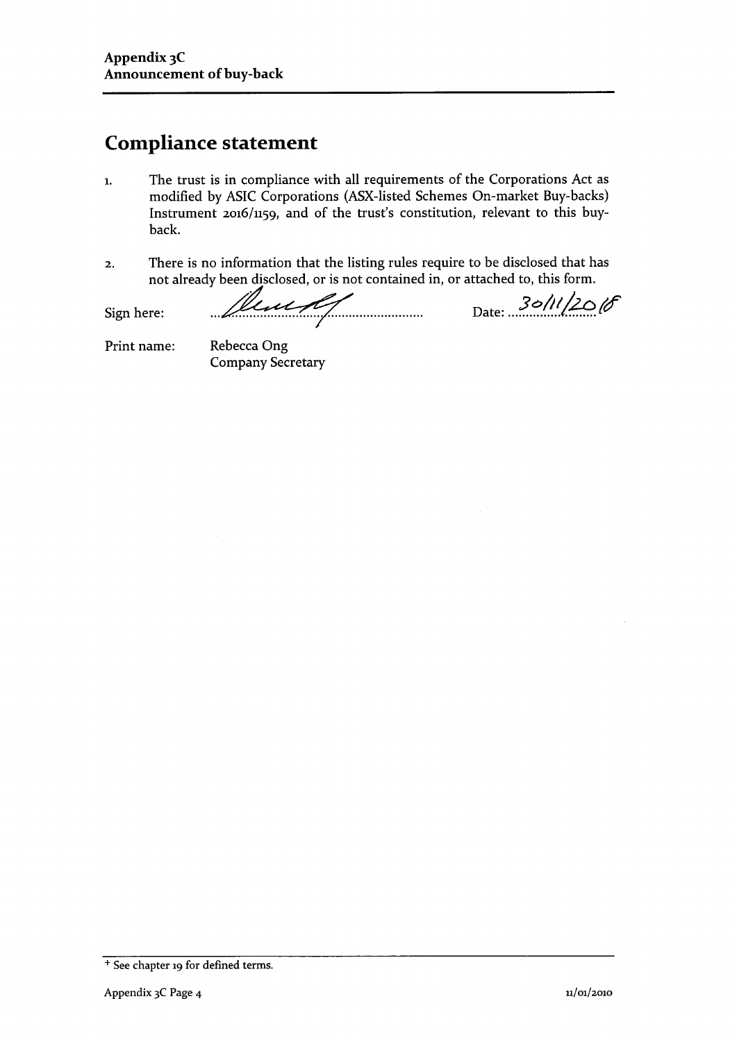## Compliance statement

1. The trust is in compliance with all requirements of the Corporations Act as modified by ASIC Corporations (ASX-listed Schemes On-market Buy-backs) Instrument 2016/1159, and of the trust's constitution, relevant to this buy-back.

2. There is no information that the listing rules require to be disclosed that has not already been disclosed, or is not contained in, or attached to, this form.

Sign here: ..................................................... Date: 30/11/2018

Print name: Rebecca Ong
Company Secretary

+ See chapter 19 for defined terms.